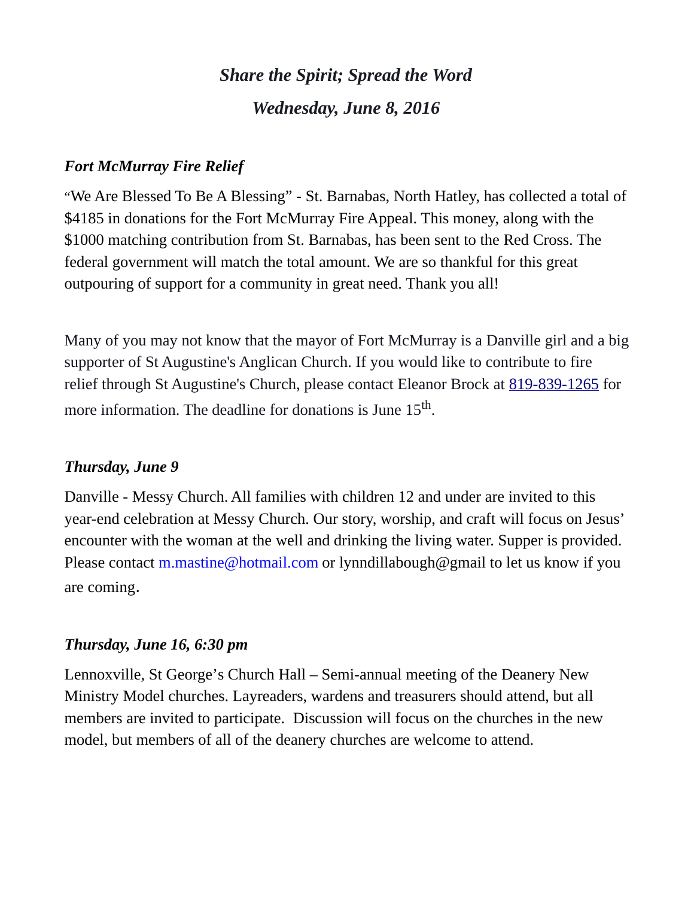# *Share the Spirit; Spread the Word*

## *Wednesday, June 8, 2016*

### *Fort McMurray Fire Relief*

"We Are Blessed To Be A Blessing" - St. Barnabas, North Hatley, has collected a total of $4185 in donations for the Fort McMurray Fire Appeal. This money, along with the $1000 matching contribution from St. Barnabas, has been sent to the Red Cross. The federal government will match the total amount. We are so thankful for this great outpouring of support for a community in great need. Thank you all!

Many of you may not know that the mayor of Fort McMurray is a Danville girl and a big supporter of St Augustine's Anglican Church. If you would like to contribute to fire relief through St Augustine's Church, please contact Eleanor Brock at 819-839-1265 for more information. The deadline for donations is June 15th.

### *Thursday, June 9*

Danville - Messy Church. All families with children 12 and under are invited to this year-end celebration at Messy Church. Our story, worship, and craft will focus on Jesus' encounter with the woman at the well and drinking the living water. Supper is provided. Please contact m.mastine@hotmail.com or lynndillabough@gmail to let us know if you are coming.

### *Thursday, June 16, 6:30 pm*

Lennoxville, St George's Church Hall – Semi-annual meeting of the Deanery New Ministry Model churches. Layreaders, wardens and treasurers should attend, but all members are invited to participate. Discussion will focus on the churches in the new model, but members of all of the deanery churches are welcome to attend.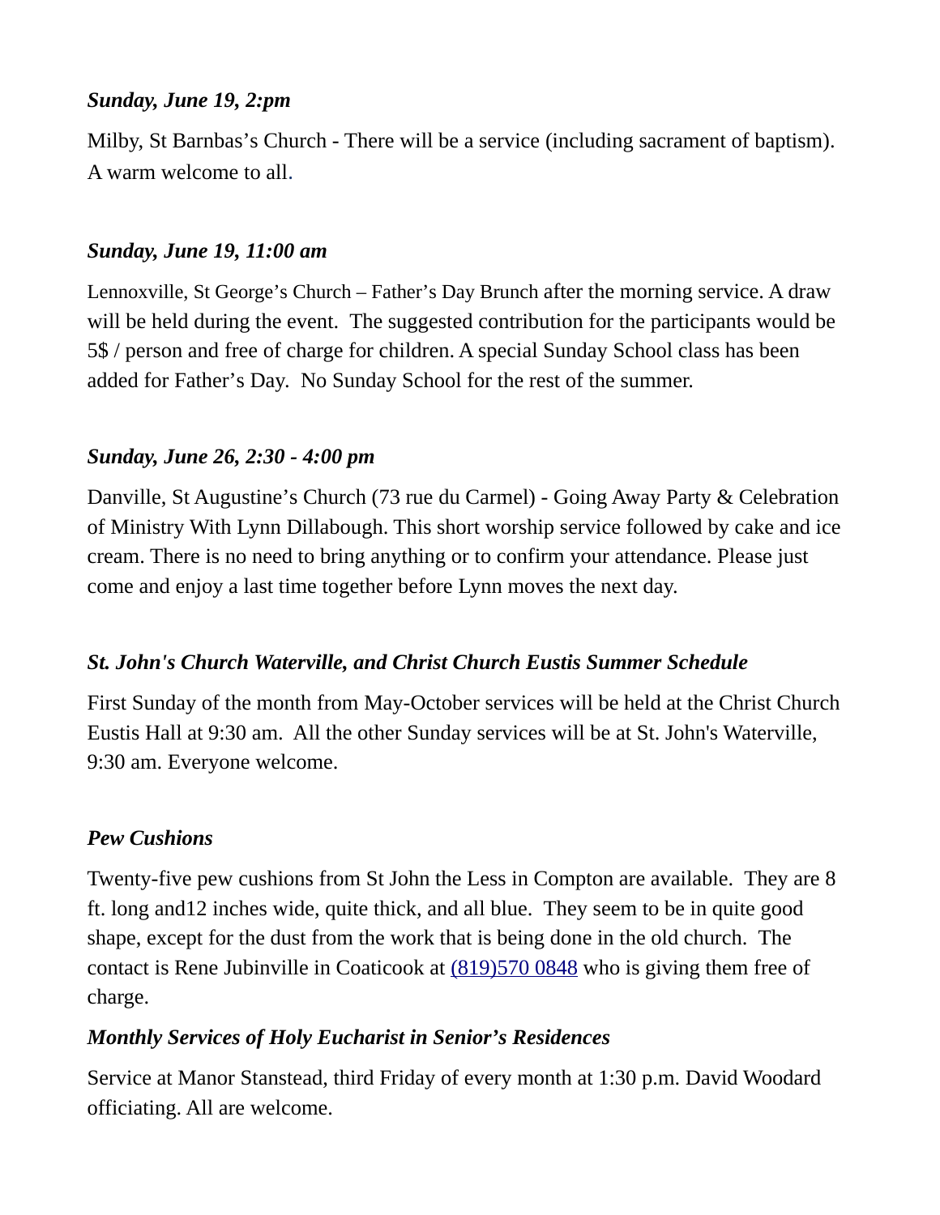***Sunday, June 19, 2:pm***

Milby, St Barnbas's Church - There will be a service (including sacrament of baptism). A warm welcome to all.

***Sunday, June 19, 11:00 am***

Lennoxville, St George's Church – Father's Day Brunch after the morning service. A draw will be held during the event. The suggested contribution for the participants would be 5$ / person and free of charge for children. A special Sunday School class has been added for Father's Day. No Sunday School for the rest of the summer.

***Sunday, June 26, 2:30 - 4:00 pm***

Danville, St Augustine's Church (73 rue du Carmel) - Going Away Party & Celebration of Ministry With Lynn Dillabough. This short worship service followed by cake and ice cream. There is no need to bring anything or to confirm your attendance. Please just come and enjoy a last time together before Lynn moves the next day.

***St. John's Church Waterville, and Christ Church Eustis Summer Schedule***

First Sunday of the month from May-October services will be held at the Christ Church Eustis Hall at 9:30 am. All the other Sunday services will be at St. John's Waterville, 9:30 am. Everyone welcome.

***Pew Cushions***

Twenty-five pew cushions from St John the Less in Compton are available. They are 8 ft. long and12 inches wide, quite thick, and all blue. They seem to be in quite good shape, except for the dust from the work that is being done in the old church. The contact is Rene Jubinville in Coaticook at (819)570 0848 who is giving them free of charge.

***Monthly Services of Holy Eucharist in Senior's Residences***

Service at Manor Stanstead, third Friday of every month at 1:30 p.m. David Woodard officiating. All are welcome.